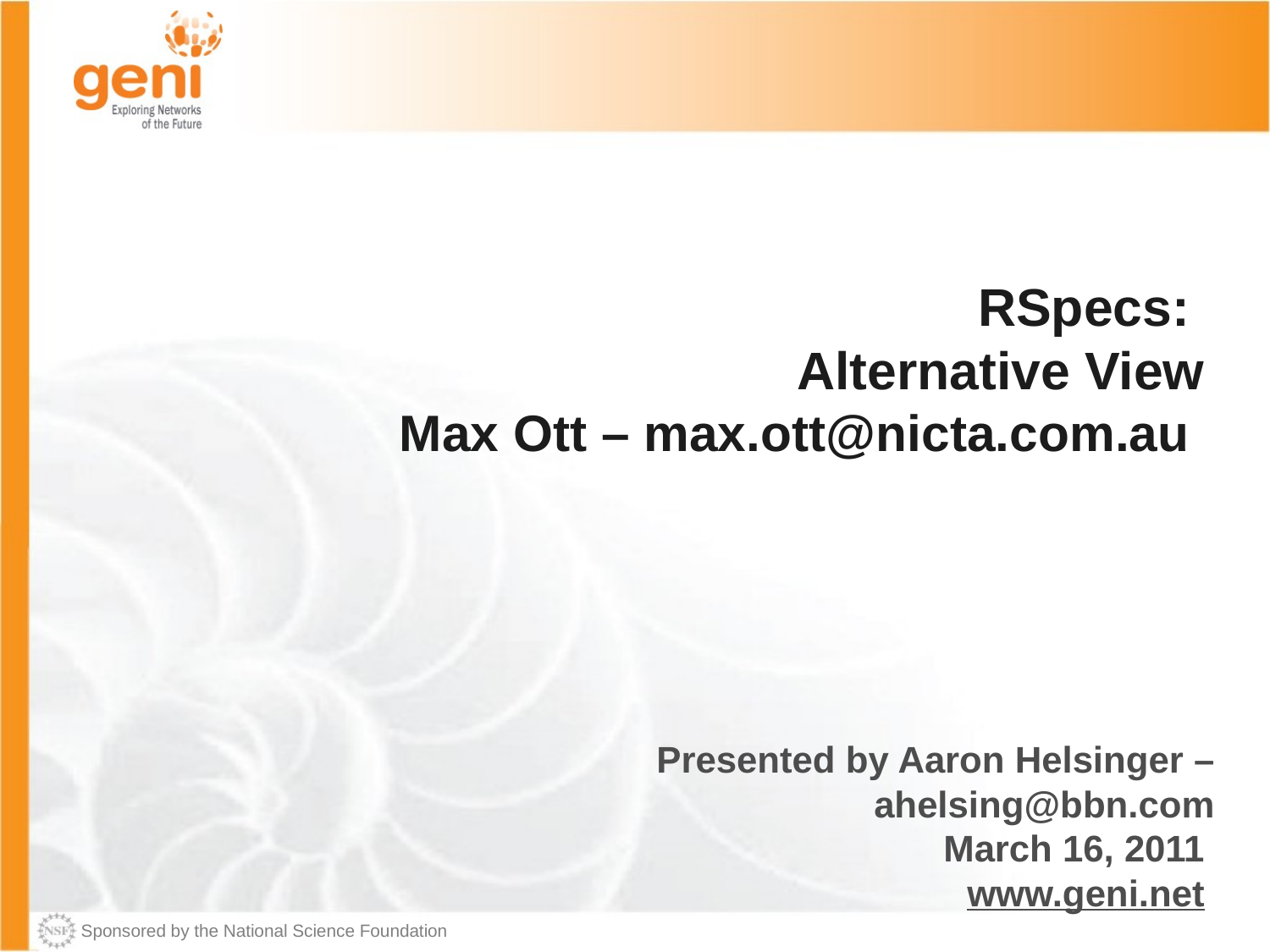# RSpecs: Alternative View

**Max Ott – max.ott@nicta.com.au**

**Presented by Aaron Helsinger – ahelsing@bbn.com**

**March 16, 2011**

**www.geni.net**

Sponsored by the National Science Foundation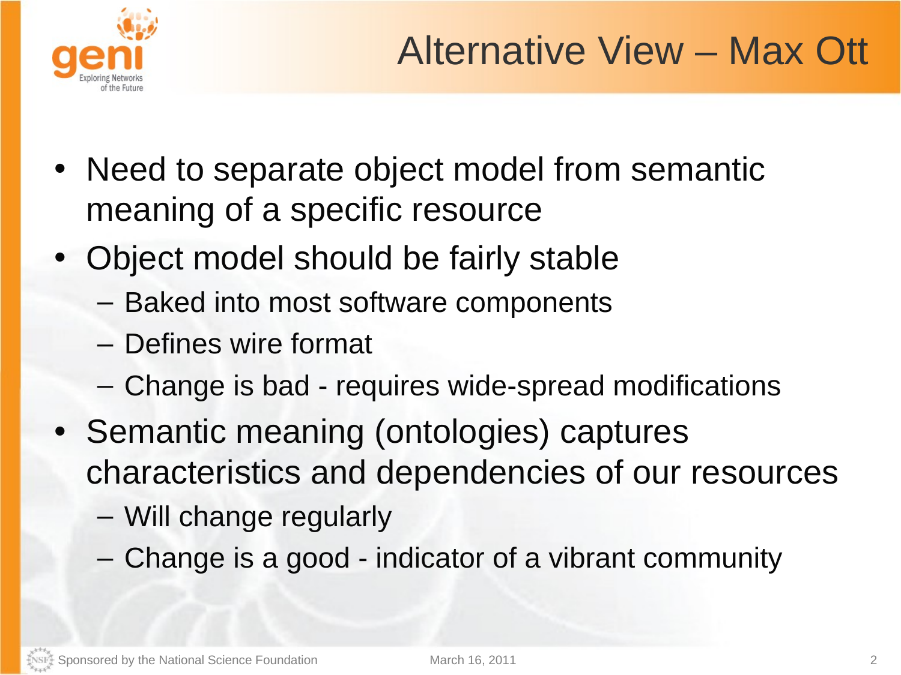# Alternative View – Max Ott

- Need to separate object model from semantic meaning of a specific resource
- Object model should be fairly stable
  - Baked into most software components
  - Defines wire format
  - Change is bad - requires wide-spread modifications
- Semantic meaning (ontologies) captures characteristics and dependencies of our resources
  - Will change regularly
  - Change is a good - indicator of a vibrant community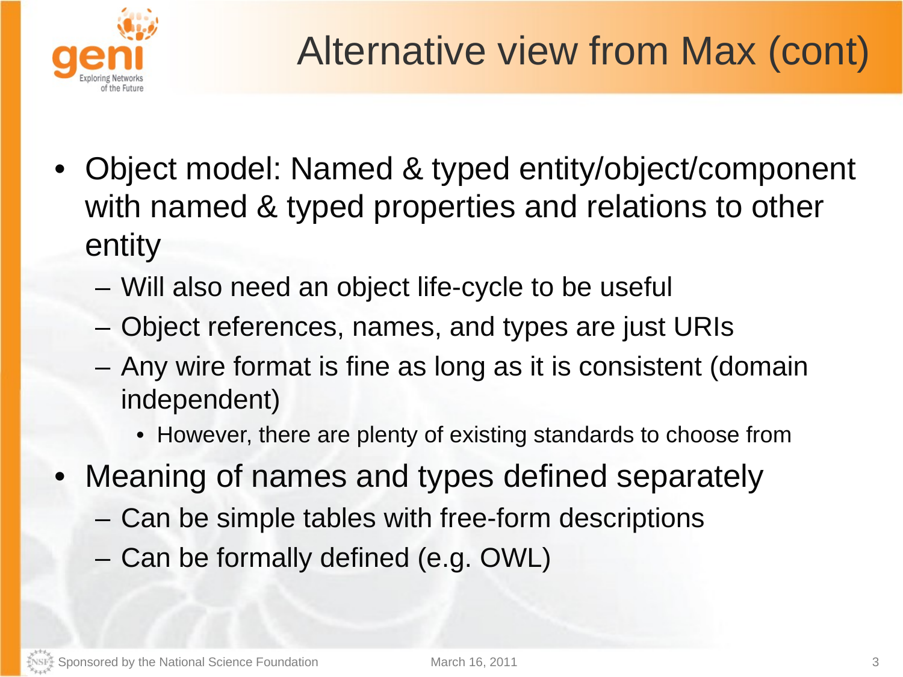# Alternative view from Max (cont)

- Object model: Named & typed entity/object/component with named & typed properties and relations to other entity
  - Will also need an object life-cycle to be useful
  - Object references, names, and types are just URIs
  - Any wire format is fine as long as it is consistent (domain independent)
    - However, there are plenty of existing standards to choose from
- Meaning of names and types defined separately
  - Can be simple tables with free-form descriptions
  - Can be formally defined (e.g. OWL)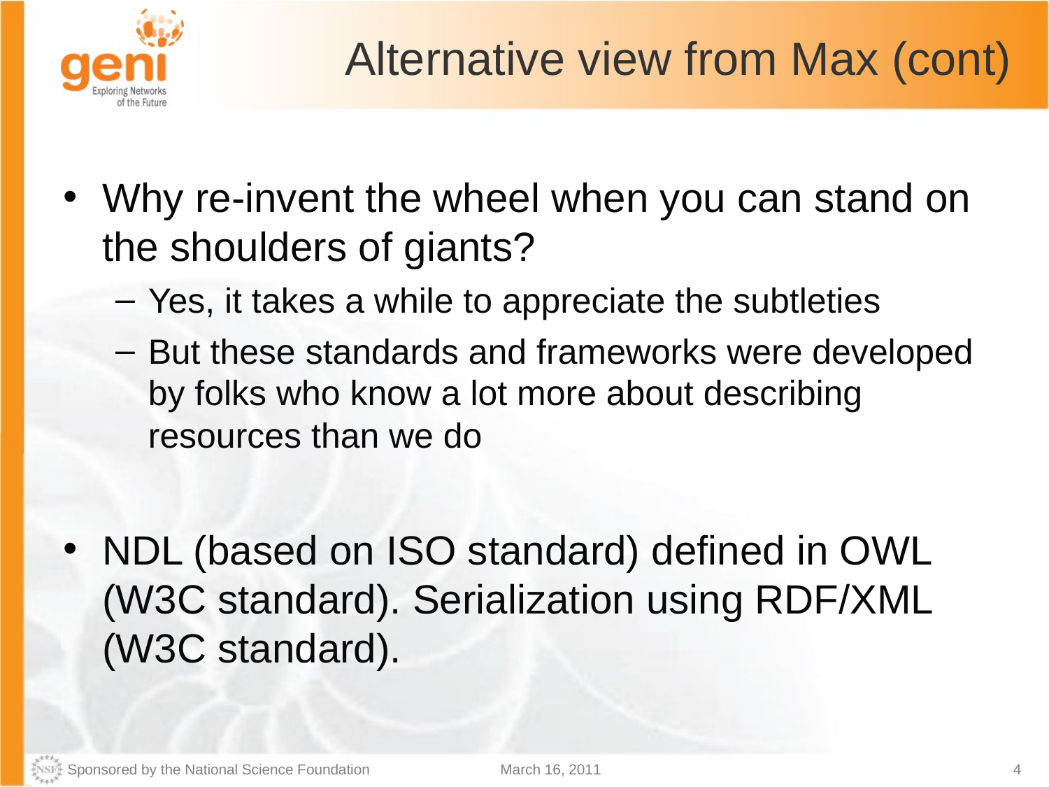# Alternative view from Max (cont)

- Why re-invent the wheel when you can stand on the shoulders of giants?
  - Yes, it takes a while to appreciate the subtleties
  - But these standards and frameworks were developed by folks who know a lot more about describing resources than we do

- NDL (based on ISO standard) defined in OWL (W3C standard). Serialization using RDF/XML (W3C standard).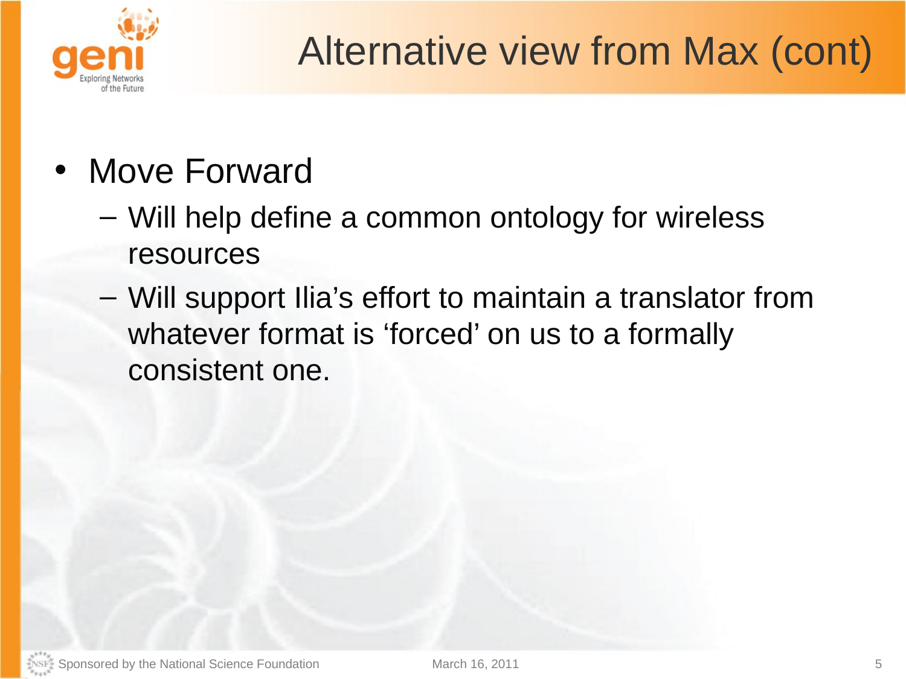# Alternative view from Max (cont)

- Move Forward
  - Will help define a common ontology for wireless resources
  - Will support Ilia's effort to maintain a translator from whatever format is 'forced' on us to a formally consistent one.